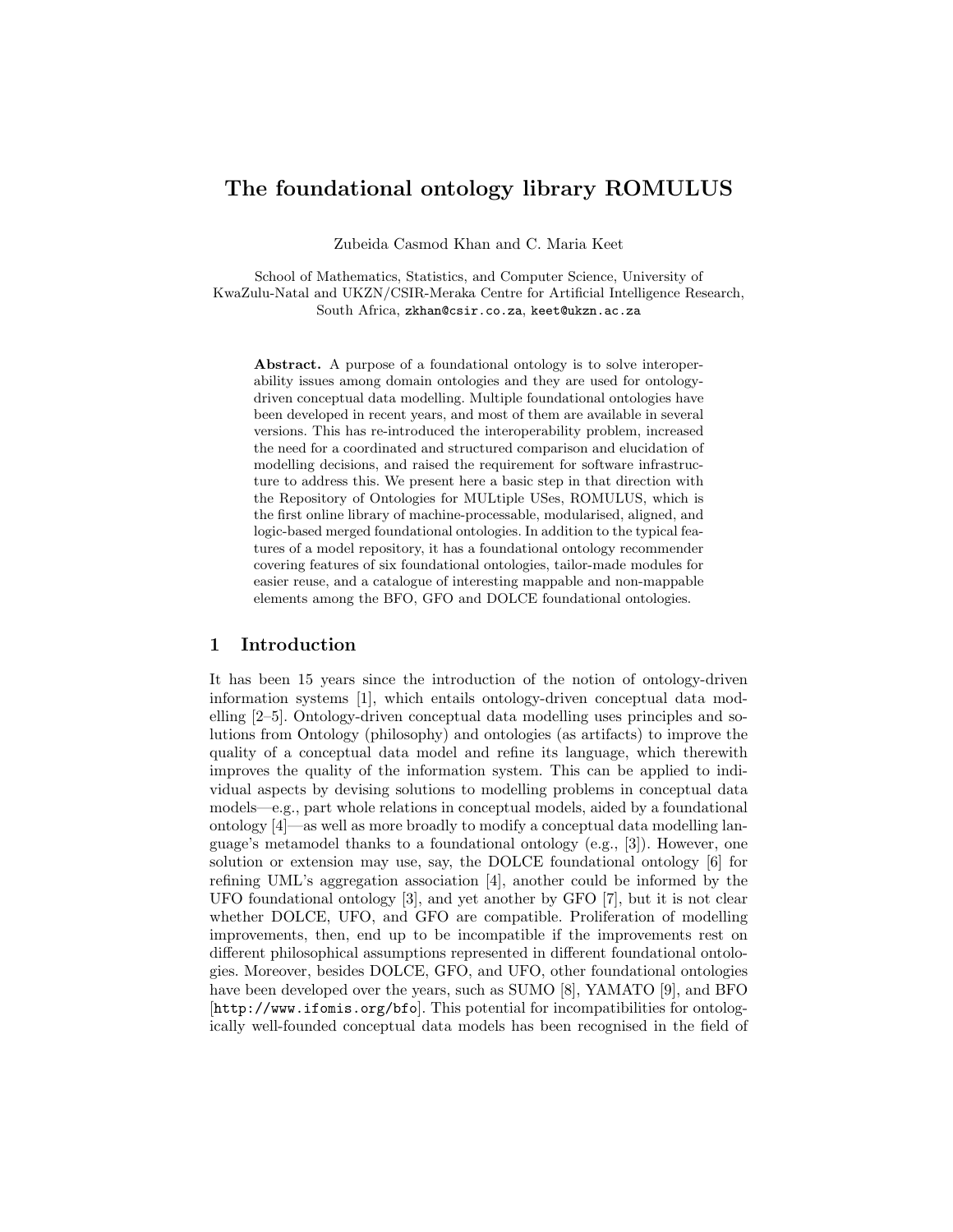# The foundational ontology library ROMULUS

Zubeida Casmod Khan and C. Maria Keet

School of Mathematics, Statistics, and Computer Science, University of KwaZulu-Natal and UKZN/CSIR-Meraka Centre for Artificial Intelligence Research, South Africa, zkhan@csir.co.za, keet@ukzn.ac.za

**Abstract.** A purpose of a foundational ontology is to solve interoperability issues among domain ontologies and they are used for ontology-driven conceptual data modelling. Multiple foundational ontologies have been developed in recent years, and most of them are available in several versions. This has re-introduced the interoperability problem, increased the need for a coordinated and structured comparison and elucidation of modelling decisions, and raised the requirement for software infrastructure to address this. We present here a basic step in that direction with the Repository of Ontologies for MULtiple USes, ROMULUS, which is the first online library of machine-processable, modularised, aligned, and logic-based merged foundational ontologies. In addition to the typical features of a model repository, it has a foundational ontology recommender covering features of six foundational ontologies, tailor-made modules for easier reuse, and a catalogue of interesting mappable and non-mappable elements among the BFO, GFO and DOLCE foundational ontologies.

## 1 Introduction

It has been 15 years since the introduction of the notion of ontology-driven information systems [1], which entails ontology-driven conceptual data modelling [2–5]. Ontology-driven conceptual data modelling uses principles and solutions from Ontology (philosophy) and ontologies (as artifacts) to improve the quality of a conceptual data model and refine its language, which therewith improves the quality of the information system. This can be applied to individual aspects by devising solutions to modelling problems in conceptual data models—e.g., part whole relations in conceptual models, aided by a foundational ontology [4]—as well as more broadly to modify a conceptual data modelling language's metamodel thanks to a foundational ontology (e.g., [3]). However, one solution or extension may use, say, the DOLCE foundational ontology [6] for refining UML's aggregation association [4], another could be informed by the UFO foundational ontology [3], and yet another by GFO [7], but it is not clear whether DOLCE, UFO, and GFO are compatible. Proliferation of modelling improvements, then, end up to be incompatible if the improvements rest on different philosophical assumptions represented in different foundational ontologies. Moreover, besides DOLCE, GFO, and UFO, other foundational ontologies have been developed over the years, such as SUMO [8], YAMATO [9], and BFO [http://www.ifomis.org/bfo]. This potential for incompatibilities for ontologically well-founded conceptual data models has been recognised in the field of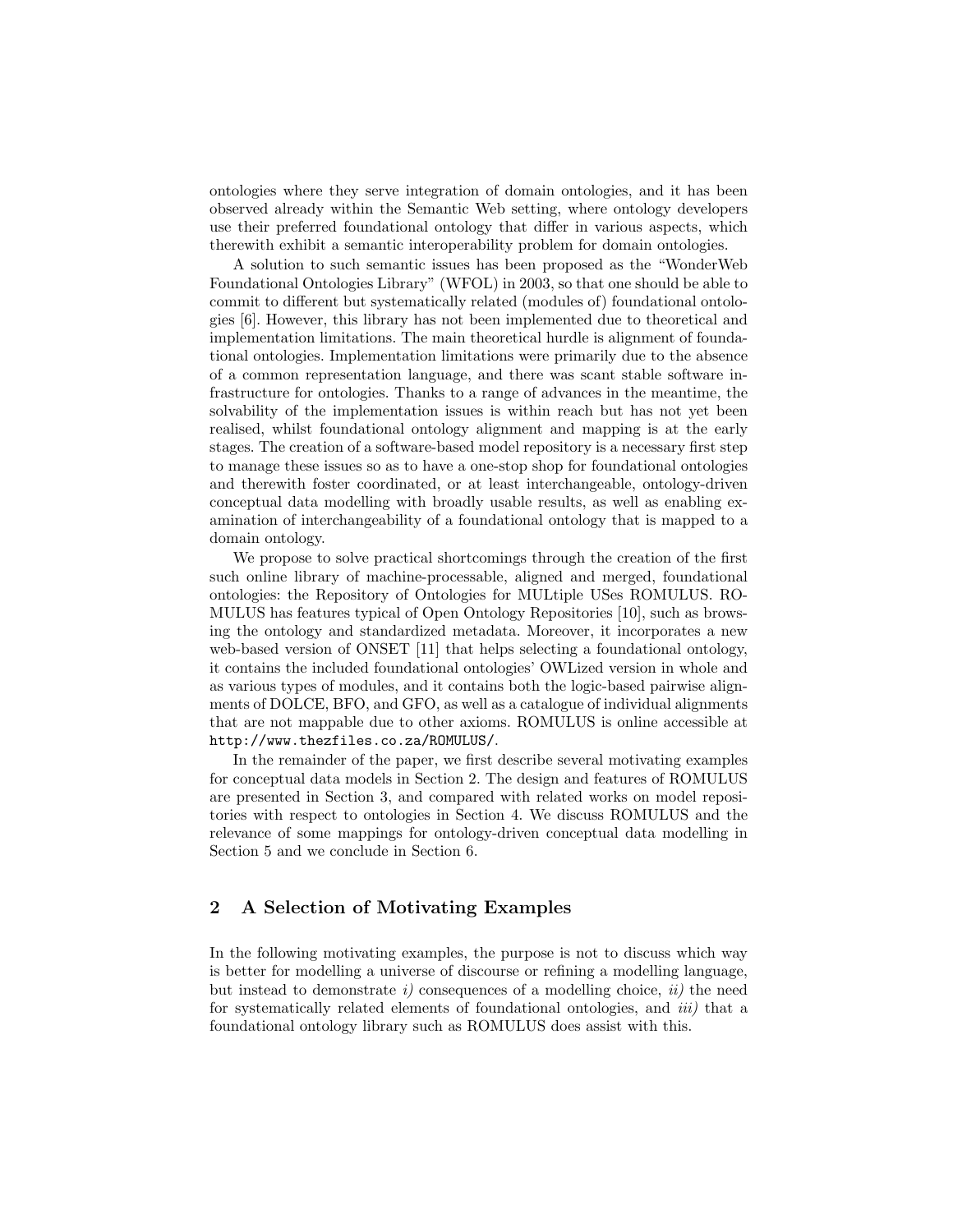ontologies where they serve integration of domain ontologies, and it has been observed already within the Semantic Web setting, where ontology developers use their preferred foundational ontology that differ in various aspects, which therewith exhibit a semantic interoperability problem for domain ontologies.

A solution to such semantic issues has been proposed as the "WonderWeb Foundational Ontologies Library" (WFOL) in 2003, so that one should be able to commit to different but systematically related (modules of) foundational ontologies [6]. However, this library has not been implemented due to theoretical and implementation limitations. The main theoretical hurdle is alignment of foundational ontologies. Implementation limitations were primarily due to the absence of a common representation language, and there was scant stable software infrastructure for ontologies. Thanks to a range of advances in the meantime, the solvability of the implementation issues is within reach but has not yet been realised, whilst foundational ontology alignment and mapping is at the early stages. The creation of a software-based model repository is a necessary first step to manage these issues so as to have a one-stop shop for foundational ontologies and therewith foster coordinated, or at least interchangeable, ontology-driven conceptual data modelling with broadly usable results, as well as enabling examination of interchangeability of a foundational ontology that is mapped to a domain ontology.

We propose to solve practical shortcomings through the creation of the first such online library of machine-processable, aligned and merged, foundational ontologies: the Repository of Ontologies for MULtiple USes ROMULUS. ROMULUS has features typical of Open Ontology Repositories [10], such as browsing the ontology and standardized metadata. Moreover, it incorporates a new web-based version of ONSET [11] that helps selecting a foundational ontology, it contains the included foundational ontologies' OWLized version in whole and as various types of modules, and it contains both the logic-based pairwise alignments of DOLCE, BFO, and GFO, as well as a catalogue of individual alignments that are not mappable due to other axioms. ROMULUS is online accessible at `http://www.thezfiles.co.za/ROMULUS/`.

In the remainder of the paper, we first describe several motivating examples for conceptual data models in Section 2. The design and features of ROMULUS are presented in Section 3, and compared with related works on model repositories with respect to ontologies in Section 4. We discuss ROMULUS and the relevance of some mappings for ontology-driven conceptual data modelling in Section 5 and we conclude in Section 6.

## 2 A Selection of Motivating Examples

In the following motivating examples, the purpose is not to discuss which way is better for modelling a universe of discourse or refining a modelling language, but instead to demonstrate *i)* consequences of a modelling choice, *ii)* the need for systematically related elements of foundational ontologies, and *iii)* that a foundational ontology library such as ROMULUS does assist with this.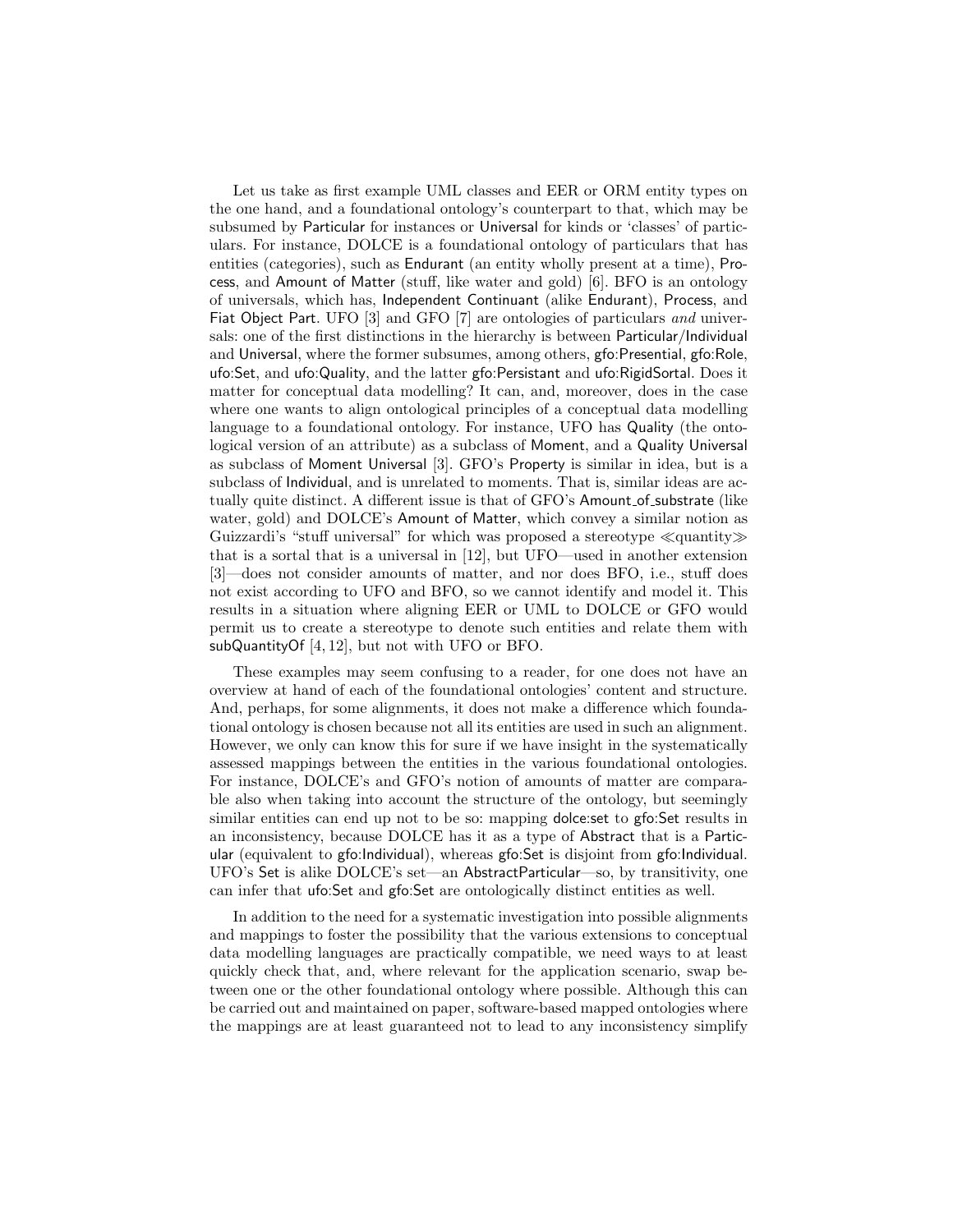Let us take as first example UML classes and EER or ORM entity types on the one hand, and a foundational ontology's counterpart to that, which may be subsumed by Particular for instances or Universal for kinds or 'classes' of particulars. For instance, DOLCE is a foundational ontology of particulars that has entities (categories), such as Endurant (an entity wholly present at a time), Process, and Amount of Matter (stuff, like water and gold) [6]. BFO is an ontology of universals, which has, Independent Continuant (alike Endurant), Process, and Fiat Object Part. UFO [3] and GFO [7] are ontologies of particulars *and* universals: one of the first distinctions in the hierarchy is between Particular/Individual and Universal, where the former subsumes, among others, gfo:Presential, gfo:Role, ufo:Set, and ufo:Quality, and the latter gfo:Persistant and ufo:RigidSortal. Does it matter for conceptual data modelling? It can, and, moreover, does in the case where one wants to align ontological principles of a conceptual data modelling language to a foundational ontology. For instance, UFO has Quality (the ontological version of an attribute) as a subclass of Moment, and a Quality Universal as subclass of Moment Universal [3]. GFO's Property is similar in idea, but is a subclass of Individual, and is unrelated to moments. That is, similar ideas are actually quite distinct. A different issue is that of GFO's Amount_of_substrate (like water, gold) and DOLCE's Amount of Matter, which convey a similar notion as Guizzardi's "stuff universal" for which was proposed a stereotype ≪quantity≫ that is a sortal that is a universal in [12], but UFO—used in another extension [3]—does not consider amounts of matter, and nor does BFO, i.e., stuff does not exist according to UFO and BFO, so we cannot identify and model it. This results in a situation where aligning EER or UML to DOLCE or GFO would permit us to create a stereotype to denote such entities and relate them with subQuantityOf [4, 12], but not with UFO or BFO.

These examples may seem confusing to a reader, for one does not have an overview at hand of each of the foundational ontologies' content and structure. And, perhaps, for some alignments, it does not make a difference which foundational ontology is chosen because not all its entities are used in such an alignment. However, we only can know this for sure if we have insight in the systematically assessed mappings between the entities in the various foundational ontologies. For instance, DOLCE's and GFO's notion of amounts of matter are comparable also when taking into account the structure of the ontology, but seemingly similar entities can end up not to be so: mapping dolce:set to gfo:Set results in an inconsistency, because DOLCE has it as a type of Abstract that is a Particular (equivalent to gfo:Individual), whereas gfo:Set is disjoint from gfo:Individual. UFO's Set is alike DOLCE's set—an AbstractParticular—so, by transitivity, one can infer that ufo:Set and gfo:Set are ontologically distinct entities as well.

In addition to the need for a systematic investigation into possible alignments and mappings to foster the possibility that the various extensions to conceptual data modelling languages are practically compatible, we need ways to at least quickly check that, and, where relevant for the application scenario, swap between one or the other foundational ontology where possible. Although this can be carried out and maintained on paper, software-based mapped ontologies where the mappings are at least guaranteed not to lead to any inconsistency simplify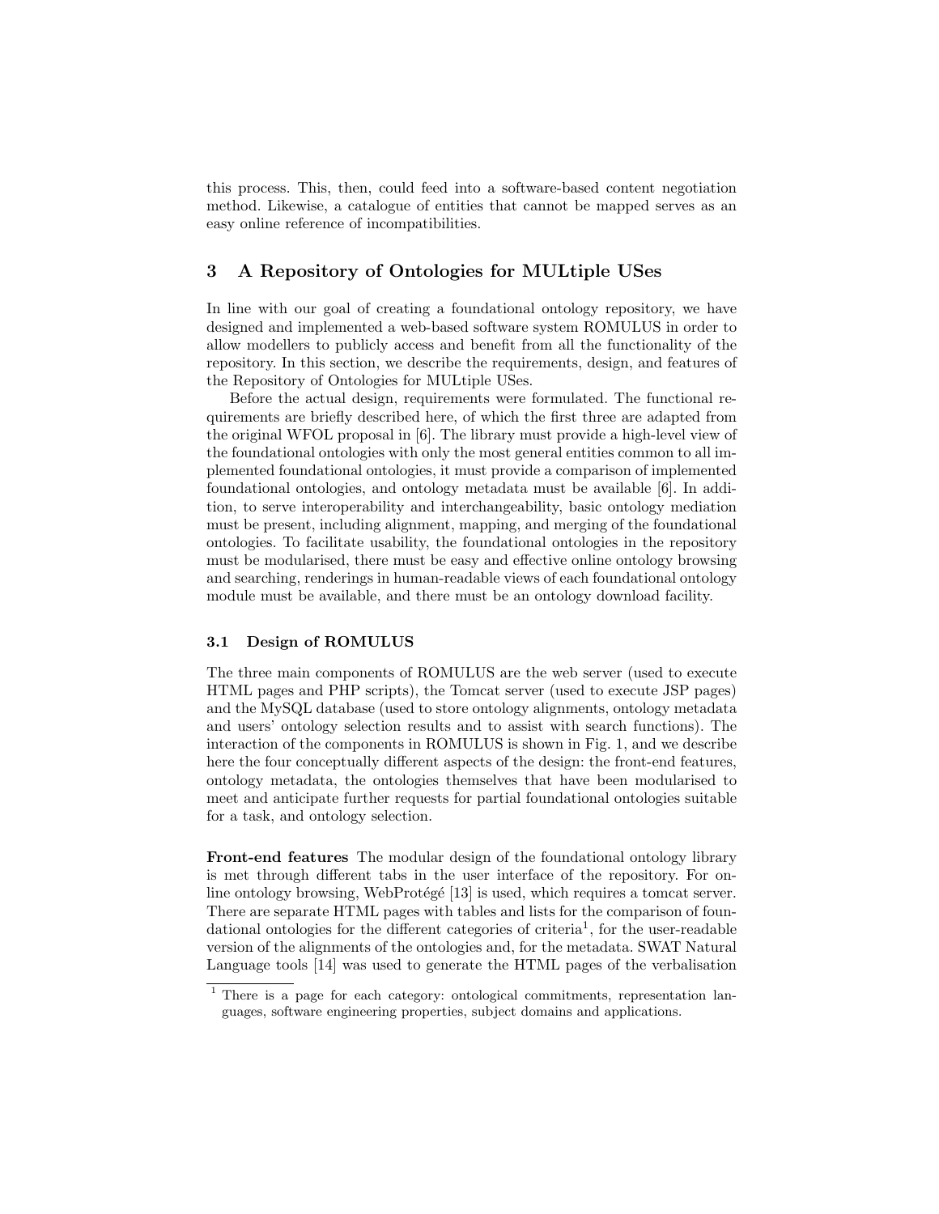this process. This, then, could feed into a software-based content negotiation method. Likewise, a catalogue of entities that cannot be mapped serves as an easy online reference of incompatibilities.

## 3 A Repository of Ontologies for MULtiple USes

In line with our goal of creating a foundational ontology repository, we have designed and implemented a web-based software system ROMULUS in order to allow modellers to publicly access and benefit from all the functionality of the repository. In this section, we describe the requirements, design, and features of the Repository of Ontologies for MULtiple USes.

Before the actual design, requirements were formulated. The functional requirements are briefly described here, of which the first three are adapted from the original WFOL proposal in [6]. The library must provide a high-level view of the foundational ontologies with only the most general entities common to all implemented foundational ontologies, it must provide a comparison of implemented foundational ontologies, and ontology metadata must be available [6]. In addition, to serve interoperability and interchangeability, basic ontology mediation must be present, including alignment, mapping, and merging of the foundational ontologies. To facilitate usability, the foundational ontologies in the repository must be modularised, there must be easy and effective online ontology browsing and searching, renderings in human-readable views of each foundational ontology module must be available, and there must be an ontology download facility.

### 3.1 Design of ROMULUS

The three main components of ROMULUS are the web server (used to execute HTML pages and PHP scripts), the Tomcat server (used to execute JSP pages) and the MySQL database (used to store ontology alignments, ontology metadata and users' ontology selection results and to assist with search functions). The interaction of the components in ROMULUS is shown in Fig. 1, and we describe here the four conceptually different aspects of the design: the front-end features, ontology metadata, the ontologies themselves that have been modularised to meet and anticipate further requests for partial foundational ontologies suitable for a task, and ontology selection.

**Front-end features** The modular design of the foundational ontology library is met through different tabs in the user interface of the repository. For online ontology browsing, WebProtégé [13] is used, which requires a tomcat server. There are separate HTML pages with tables and lists for the comparison of foundational ontologies for the different categories of criteria[1], for the user-readable version of the alignments of the ontologies and, for the metadata. SWAT Natural Language tools [14] was used to generate the HTML pages of the verbalisation

[1] There is a page for each category: ontological commitments, representation languages, software engineering properties, subject domains and applications.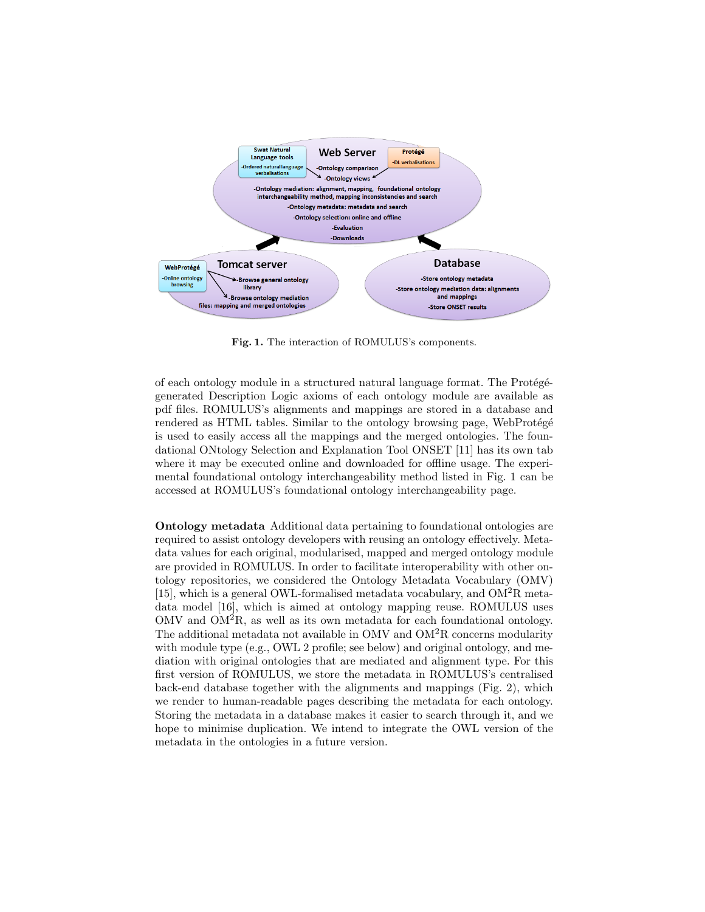**Fig. 1.** The interaction of ROMULUS's components.

of each ontology module in a structured natural language format. The Protégé-generated Description Logic axioms of each ontology module are available as pdf files. ROMULUS's alignments and mappings are stored in a database and rendered as HTML tables. Similar to the ontology browsing page, WebProtégé is used to easily access all the mappings and the merged ontologies. The foundational ONtology Selection and Explanation Tool ONSET [11] has its own tab where it may be executed online and downloaded for offline usage. The experimental foundational ontology interchangeability method listed in Fig. 1 can be accessed at ROMULUS's foundational ontology interchangeability page.

**Ontology metadata** Additional data pertaining to foundational ontologies are required to assist ontology developers with reusing an ontology effectively. Metadata values for each original, modularised, mapped and merged ontology module are provided in ROMULUS. In order to facilitate interoperability with other ontology repositories, we considered the Ontology Metadata Vocabulary (OMV) [15], which is a general OWL-formalised metadata vocabulary, and $OM^2R$ metadata model [16], which is aimed at ontology mapping reuse. ROMULUS uses OMV and $OM^2R$, as well as its own metadata for each foundational ontology. The additional metadata not available in OMV and $OM^2R$ concerns modularity with module type (e.g., OWL 2 profile; see below) and original ontology, and mediation with original ontologies that are mediated and alignment type. For this first version of ROMULUS, we store the metadata in ROMULUS's centralised back-end database together with the alignments and mappings (Fig. 2), which we render to human-readable pages describing the metadata for each ontology. Storing the metadata in a database makes it easier to search through it, and we hope to minimise duplication. We intend to integrate the OWL version of the metadata in the ontologies in a future version.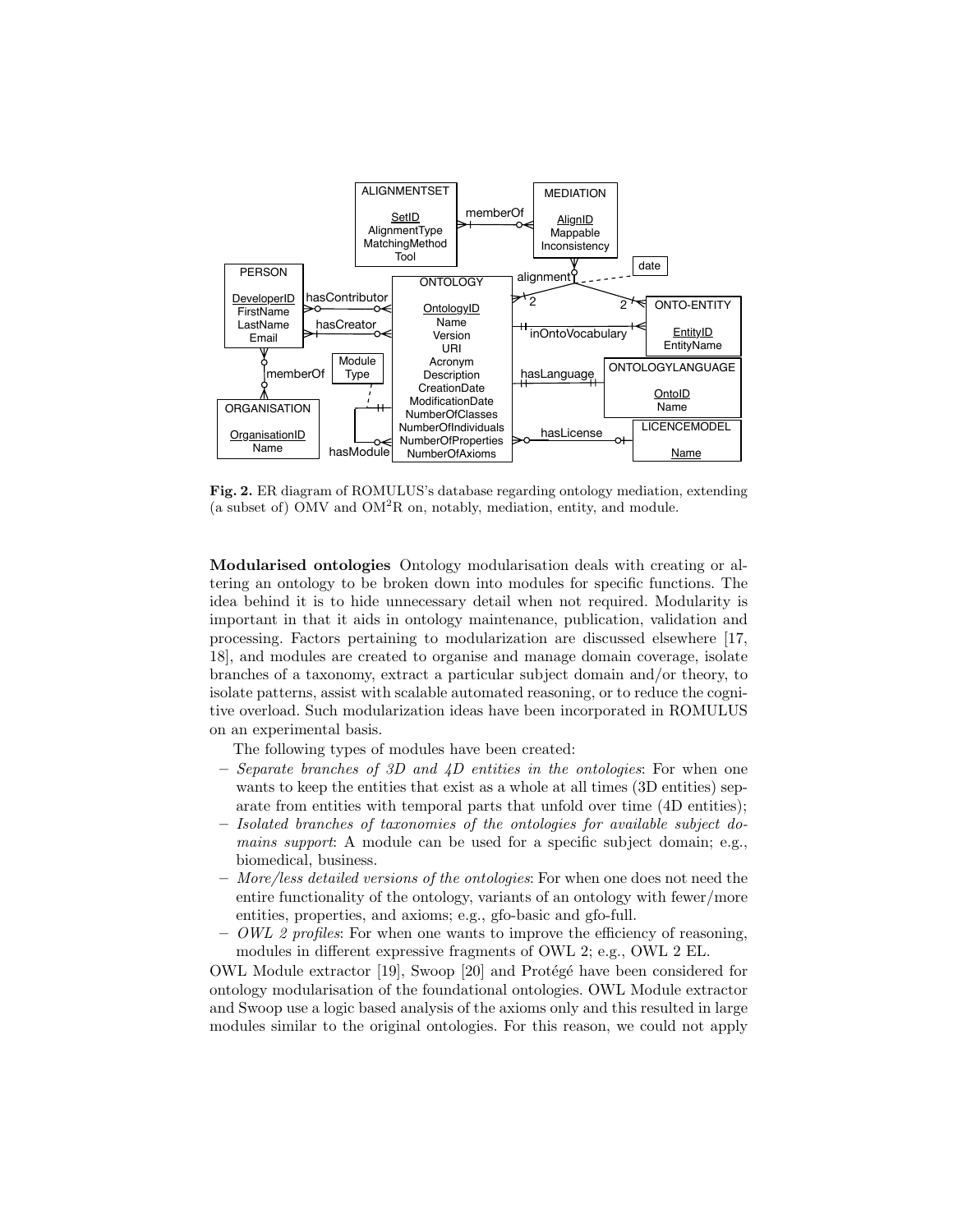**Fig. 2.** ER diagram of ROMULUS's database regarding ontology mediation, extending (a subset of) OMV and $OM^2R$ on, notably, mediation, entity, and module.

**Modularised ontologies** Ontology modularisation deals with creating or altering an ontology to be broken down into modules for specific functions. The idea behind it is to hide unnecessary detail when not required. Modularity is important in that it aids in ontology maintenance, publication, validation and processing. Factors pertaining to modularization are discussed elsewhere [17, 18], and modules are created to organise and manage domain coverage, isolate branches of a taxonomy, extract a particular subject domain and/or theory, to isolate patterns, assist with scalable automated reasoning, or to reduce the cognitive overload. Such modularization ideas have been incorporated in ROMULUS on an experimental basis.

The following types of modules have been created:

- *Separate branches of 3D and 4D entities in the ontologies*: For when one wants to keep the entities that exist as a whole at all times (3D entities) separate from entities with temporal parts that unfold over time (4D entities);
- *Isolated branches of taxonomies of the ontologies for available subject domains support*: A module can be used for a specific subject domain; e.g., biomedical, business.
- *More/less detailed versions of the ontologies*: For when one does not need the entire functionality of the ontology, variants of an ontology with fewer/more entities, properties, and axioms; e.g., gfo-basic and gfo-full.
- *OWL 2 profiles*: For when one wants to improve the efficiency of reasoning, modules in different expressive fragments of OWL 2; e.g., OWL 2 EL.

OWL Module extractor [19], Swoop [20] and Protégé have been considered for ontology modularisation of the foundational ontologies. OWL Module extractor and Swoop use a logic based analysis of the axioms only and this resulted in large modules similar to the original ontologies. For this reason, we could not apply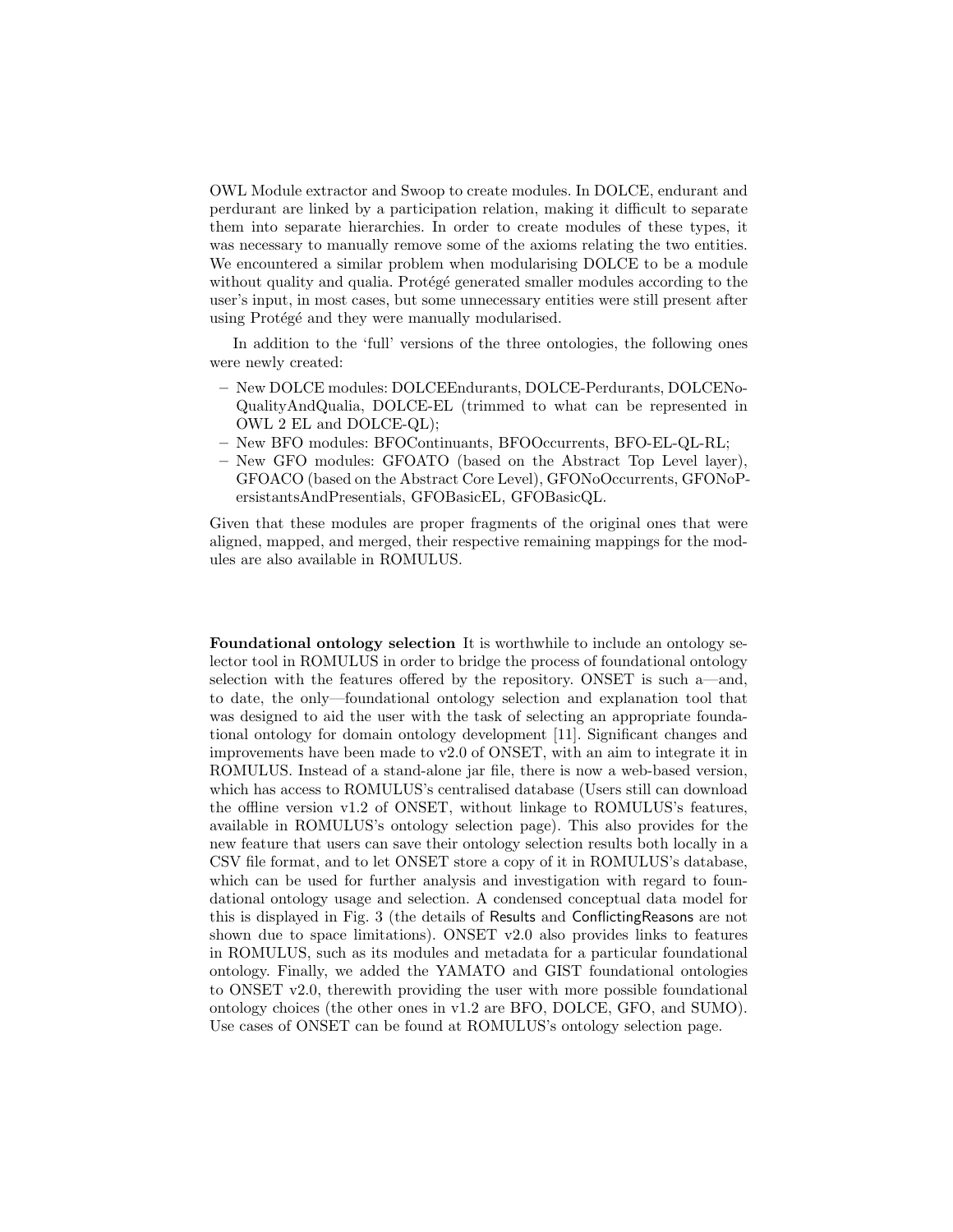OWL Module extractor and Swoop to create modules. In DOLCE, endurant and perdurant are linked by a participation relation, making it difficult to separate them into separate hierarchies. In order to create modules of these types, it was necessary to manually remove some of the axioms relating the two entities. We encountered a similar problem when modularising DOLCE to be a module without quality and qualia. Protégé generated smaller modules according to the user's input, in most cases, but some unnecessary entities were still present after using Protégé and they were manually modularised.

In addition to the 'full' versions of the three ontologies, the following ones were newly created:

- New DOLCE modules: DOLCEEndurants, DOLCE-Perdurants, DOLCENoQualityAndQualia, DOLCE-EL (trimmed to what can be represented in OWL 2 EL and DOLCE-QL);
- New BFO modules: BFOContinuants, BFOOccurrents, BFO-EL-QL-RL;
- New GFO modules: GFOATO (based on the Abstract Top Level layer), GFOACO (based on the Abstract Core Level), GFONoOccurrents, GFONoPersistantsAndPresentials, GFOBasicEL, GFOBasicQL.

Given that these modules are proper fragments of the original ones that were aligned, mapped, and merged, their respective remaining mappings for the modules are also available in ROMULUS.

**Foundational ontology selection** It is worthwhile to include an ontology selector tool in ROMULUS in order to bridge the process of foundational ontology selection with the features offered by the repository. ONSET is such a—and, to date, the only—foundational ontology selection and explanation tool that was designed to aid the user with the task of selecting an appropriate foundational ontology for domain ontology development [11]. Significant changes and improvements have been made to v2.0 of ONSET, with an aim to integrate it in ROMULUS. Instead of a stand-alone jar file, there is now a web-based version, which has access to ROMULUS's centralised database (Users still can download the offline version v1.2 of ONSET, without linkage to ROMULUS's features, available in ROMULUS's ontology selection page). This also provides for the new feature that users can save their ontology selection results both locally in a CSV file format, and to let ONSET store a copy of it in ROMULUS's database, which can be used for further analysis and investigation with regard to foundational ontology usage and selection. A condensed conceptual data model for this is displayed in Fig. 3 (the details of Results and ConflictingReasons are not shown due to space limitations). ONSET v2.0 also provides links to features in ROMULUS, such as its modules and metadata for a particular foundational ontology. Finally, we added the YAMATO and GIST foundational ontologies to ONSET v2.0, therewith providing the user with more possible foundational ontology choices (the other ones in v1.2 are BFO, DOLCE, GFO, and SUMO). Use cases of ONSET can be found at ROMULUS's ontology selection page.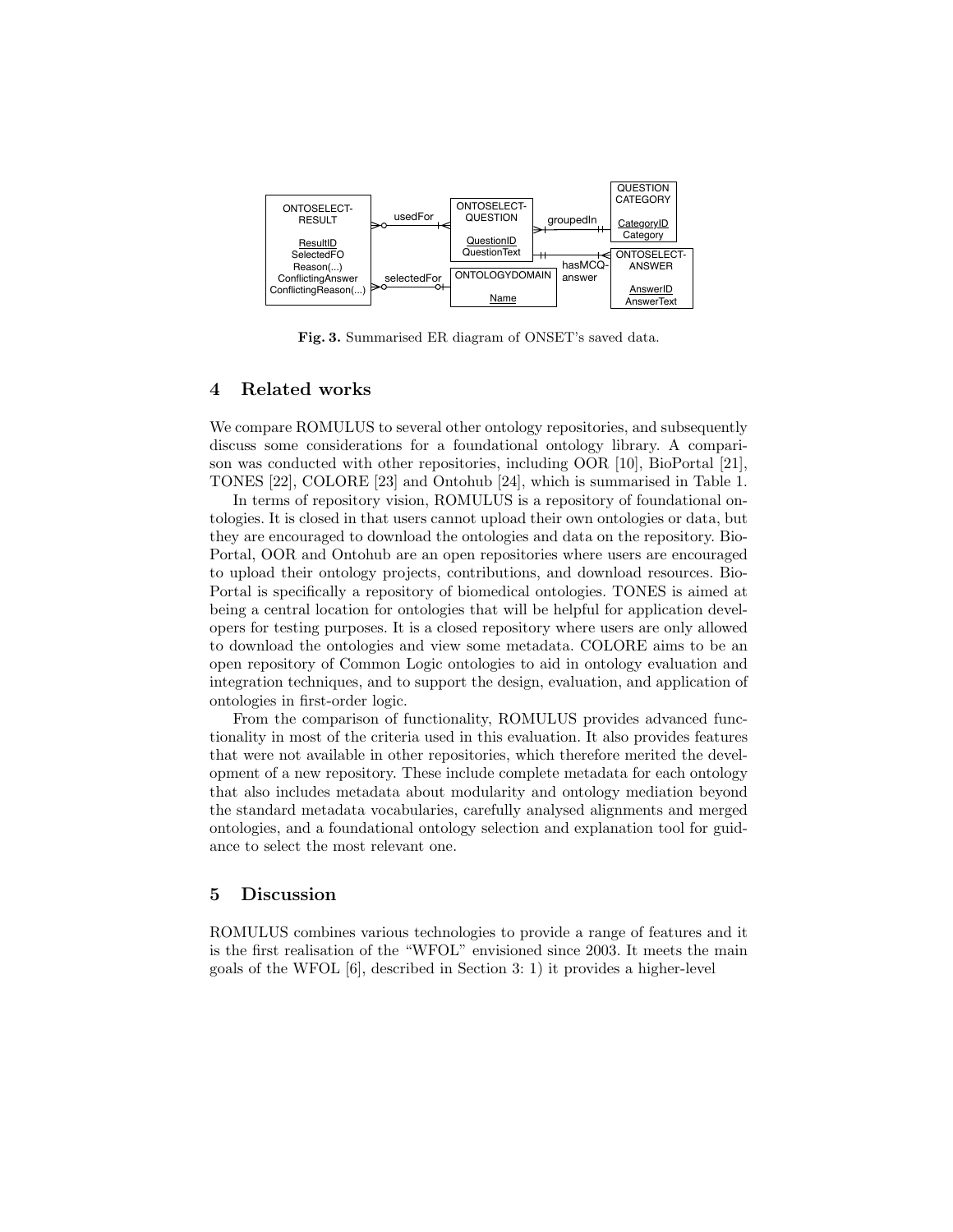Fig. 3. Summarised ER diagram of ONSET's saved data.

## 4 Related works

We compare ROMULUS to several other ontology repositories, and subsequently discuss some considerations for a foundational ontology library. A comparison was conducted with other repositories, including OOR [10], BioPortal [21], TONES [22], COLORE [23] and Ontohub [24], which is summarised in Table 1.

In terms of repository vision, ROMULUS is a repository of foundational ontologies. It is closed in that users cannot upload their own ontologies or data, but they are encouraged to download the ontologies and data on the repository. BioPortal, OOR and Ontohub are an open repositories where users are encouraged to upload their ontology projects, contributions, and download resources. BioPortal is specifically a repository of biomedical ontologies. TONES is aimed at being a central location for ontologies that will be helpful for application developers for testing purposes. It is a closed repository where users are only allowed to download the ontologies and view some metadata. COLORE aims to be an open repository of Common Logic ontologies to aid in ontology evaluation and integration techniques, and to support the design, evaluation, and application of ontologies in first-order logic.

From the comparison of functionality, ROMULUS provides advanced functionality in most of the criteria used in this evaluation. It also provides features that were not available in other repositories, which therefore merited the development of a new repository. These include complete metadata for each ontology that also includes metadata about modularity and ontology mediation beyond the standard metadata vocabularies, carefully analysed alignments and merged ontologies, and a foundational ontology selection and explanation tool for guidance to select the most relevant one.

## 5 Discussion

ROMULUS combines various technologies to provide a range of features and it is the first realisation of the "WFOL" envisioned since 2003. It meets the main goals of the WFOL [6], described in Section 3: 1) it provides a higher-level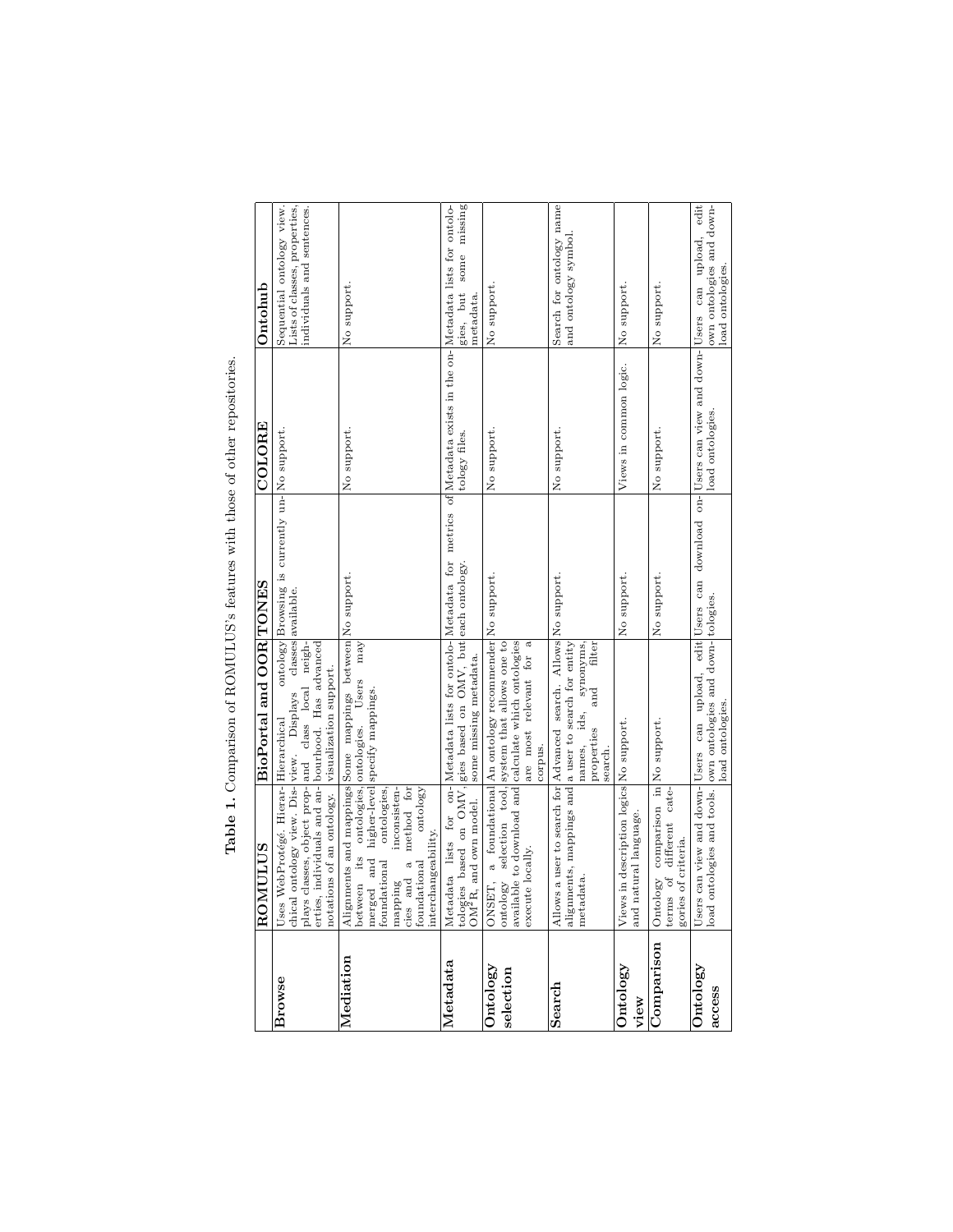**Table 1.** Comparison of ROMULUS's features with those of other repositories.

| | ROMULUS | BioPortal and OOR | TONES | COLORE | Ontohub |
|---|---|---|---|---|---|
| **Browse** | Uses WebProtégé. Hierarchical ontology view. Displays classes, object properties, individuals and annotations of an ontology. | Hierarchical ontology view. Displays classes and class local neighbourhood. Has advanced visualization support. | Browsing is currently unavailable. | No support. | Sequential ontology view. Lists of classes, properties, individuals and sentences. |
| **Mediation** | Alignments and mappings between its ontologies, merged and higher-level foundational ontologies, mapping inconsistencies and a method for foundational ontology interchangeability. | Some mappings between ontologies. Users may specify mappings. | No support. | No support. | No support. |
| **Metadata** | Metadata lists for ontologies based on OMV, OM$^2$R, and own model. | Metadata lists for ontologies based on OMV, but some missing metadata. | Metadata for metrics of each ontology. | Metadata exists in the ontology files. | Metadata lists for ontologies, but some missing metadata. |
| **Ontology selection** | ONSET, a foundational ontology selection tool, available to download and execute locally. | An ontology recommender system that allows one to calculate which ontologies are most relevant for a corpus. | No support. | No support. | No support. |
| **Search** | Allows a user to search for alignments, mappings and metadata. | Advanced search. Allows a user to search for entity names, ids, synonyms, properties and filter search. | No support. | No support. | Search for ontology name and ontology symbol. |
| **Ontology view** | Views in description logics and natural language. | No support. | No support. | Views in common logic. | No support. |
| **Comparison** | Ontology comparison in terms of different categories of criteria. | No support. | No support. | No support. | No support. |
| **Ontology access** | Users can view and download ontologies and tools. | Users can upload, edit own ontologies and download ontologies. | Users can download ontologies. | Users can view and download ontologies. | Users can upload, edit own ontologies and download ontologies. |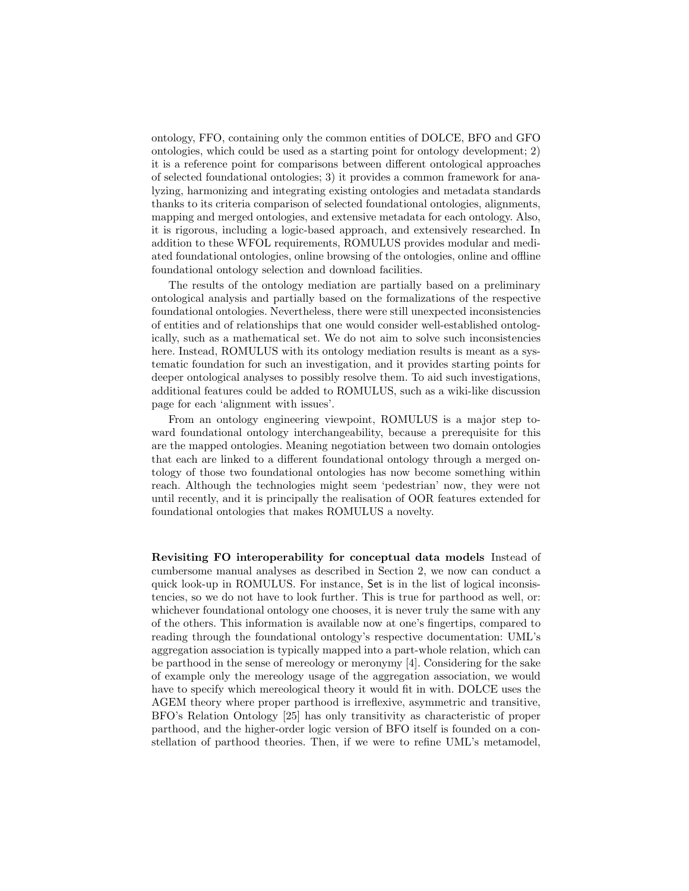ontology, FFO, containing only the common entities of DOLCE, BFO and GFO ontologies, which could be used as a starting point for ontology development; 2) it is a reference point for comparisons between different ontological approaches of selected foundational ontologies; 3) it provides a common framework for analyzing, harmonizing and integrating existing ontologies and metadata standards thanks to its criteria comparison of selected foundational ontologies, alignments, mapping and merged ontologies, and extensive metadata for each ontology. Also, it is rigorous, including a logic-based approach, and extensively researched. In addition to these WFOL requirements, ROMULUS provides modular and mediated foundational ontologies, online browsing of the ontologies, online and offline foundational ontology selection and download facilities.

The results of the ontology mediation are partially based on a preliminary ontological analysis and partially based on the formalizations of the respective foundational ontologies. Nevertheless, there were still unexpected inconsistencies of entities and of relationships that one would consider well-established ontologically, such as a mathematical set. We do not aim to solve such inconsistencies here. Instead, ROMULUS with its ontology mediation results is meant as a systematic foundation for such an investigation, and it provides starting points for deeper ontological analyses to possibly resolve them. To aid such investigations, additional features could be added to ROMULUS, such as a wiki-like discussion page for each 'alignment with issues'.

From an ontology engineering viewpoint, ROMULUS is a major step toward foundational ontology interchangeability, because a prerequisite for this are the mapped ontologies. Meaning negotiation between two domain ontologies that each are linked to a different foundational ontology through a merged ontology of those two foundational ontologies has now become something within reach. Although the technologies might seem 'pedestrian' now, they were not until recently, and it is principally the realisation of OOR features extended for foundational ontologies that makes ROMULUS a novelty.

**Revisiting FO interoperability for conceptual data models** Instead of cumbersome manual analyses as described in Section 2, we now can conduct a quick look-up in ROMULUS. For instance, Set is in the list of logical inconsistencies, so we do not have to look further. This is true for parthood as well, or: whichever foundational ontology one chooses, it is never truly the same with any of the others. This information is available now at one's fingertips, compared to reading through the foundational ontology's respective documentation: UML's aggregation association is typically mapped into a part-whole relation, which can be parthood in the sense of mereology or meronymy [4]. Considering for the sake of example only the mereology usage of the aggregation association, we would have to specify which mereological theory it would fit in with. DOLCE uses the AGEM theory where proper parthood is irreflexive, asymmetric and transitive, BFO's Relation Ontology [25] has only transitivity as characteristic of proper parthood, and the higher-order logic version of BFO itself is founded on a constellation of parthood theories. Then, if we were to refine UML's metamodel,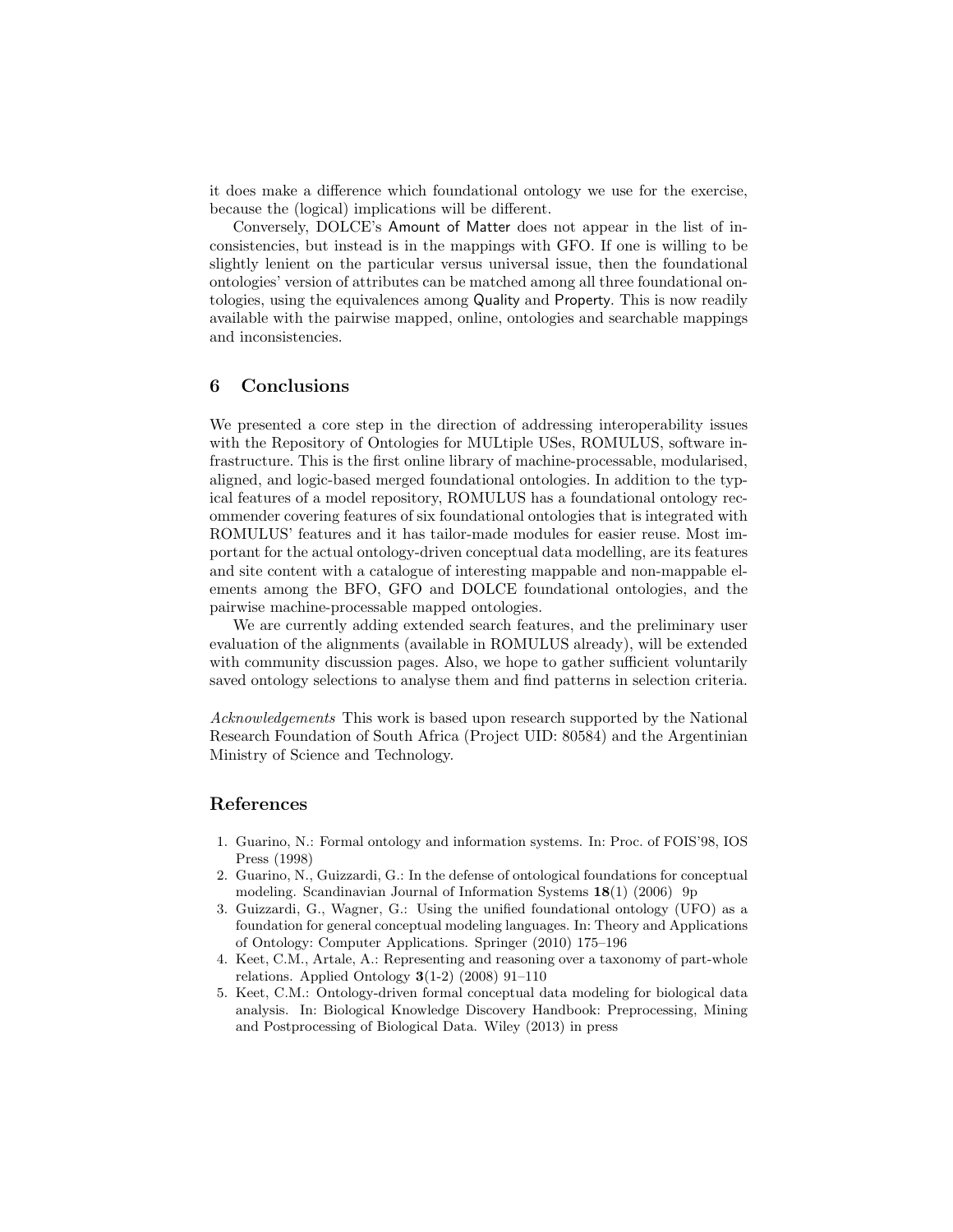it does make a difference which foundational ontology we use for the exercise, because the (logical) implications will be different.

Conversely, DOLCE's Amount of Matter does not appear in the list of inconsistencies, but instead is in the mappings with GFO. If one is willing to be slightly lenient on the particular versus universal issue, then the foundational ontologies' version of attributes can be matched among all three foundational ontologies, using the equivalences among Quality and Property. This is now readily available with the pairwise mapped, online, ontologies and searchable mappings and inconsistencies.

## 6 Conclusions

We presented a core step in the direction of addressing interoperability issues with the Repository of Ontologies for MULtiple USes, ROMULUS, software infrastructure. This is the first online library of machine-processable, modularised, aligned, and logic-based merged foundational ontologies. In addition to the typical features of a model repository, ROMULUS has a foundational ontology recommender covering features of six foundational ontologies that is integrated with ROMULUS' features and it has tailor-made modules for easier reuse. Most important for the actual ontology-driven conceptual data modelling, are its features and site content with a catalogue of interesting mappable and non-mappable elements among the BFO, GFO and DOLCE foundational ontologies, and the pairwise machine-processable mapped ontologies.

We are currently adding extended search features, and the preliminary user evaluation of the alignments (available in ROMULUS already), will be extended with community discussion pages. Also, we hope to gather sufficient voluntarily saved ontology selections to analyse them and find patterns in selection criteria.

*Acknowledgements* This work is based upon research supported by the National Research Foundation of South Africa (Project UID: 80584) and the Argentinian Ministry of Science and Technology.

## References

1. Guarino, N.: Formal ontology and information systems. In: Proc. of FOIS'98, IOS Press (1998)
2. Guarino, N., Guizzardi, G.: In the defense of ontological foundations for conceptual modeling. Scandinavian Journal of Information Systems **18**(1) (2006) 9p
3. Guizzardi, G., Wagner, G.: Using the unified foundational ontology (UFO) as a foundation for general conceptual modeling languages. In: Theory and Applications of Ontology: Computer Applications. Springer (2010) 175–196
4. Keet, C.M., Artale, A.: Representing and reasoning over a taxonomy of part-whole relations. Applied Ontology **3**(1-2) (2008) 91–110
5. Keet, C.M.: Ontology-driven formal conceptual data modeling for biological data analysis. In: Biological Knowledge Discovery Handbook: Preprocessing, Mining and Postprocessing of Biological Data. Wiley (2013) in press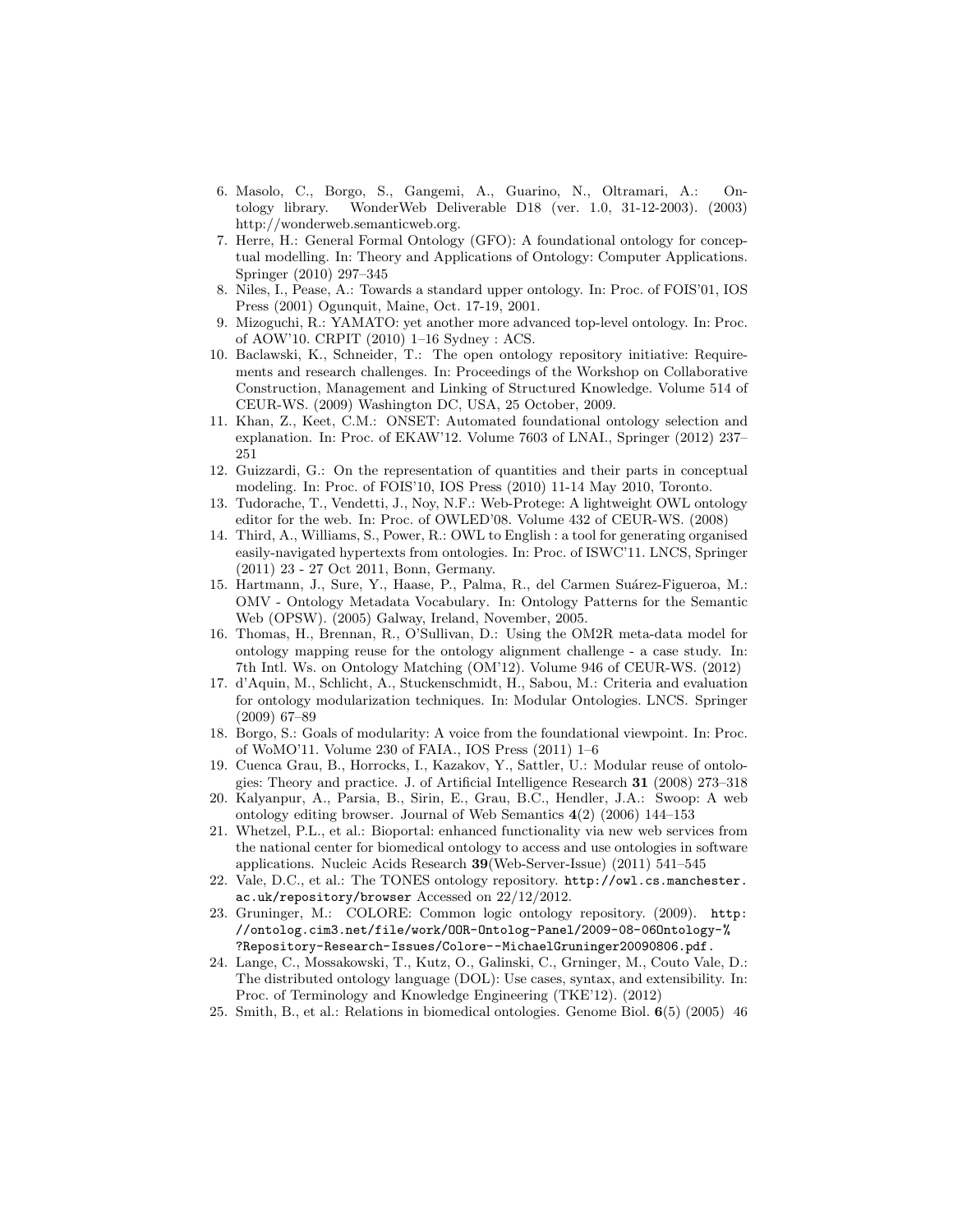6. Masolo, C., Borgo, S., Gangemi, A., Guarino, N., Oltramari, A.: Ontology library. WonderWeb Deliverable D18 (ver. 1.0, 31-12-2003). (2003) http://wonderweb.semanticweb.org.
7. Herre, H.: General Formal Ontology (GFO): A foundational ontology for conceptual modelling. In: Theory and Applications of Ontology: Computer Applications. Springer (2010) 297–345
8. Niles, I., Pease, A.: Towards a standard upper ontology. In: Proc. of FOIS'01, IOS Press (2001) Ogunquit, Maine, Oct. 17-19, 2001.
9. Mizoguchi, R.: YAMATO: yet another more advanced top-level ontology. In: Proc. of AOW'10. CRPIT (2010) 1–16 Sydney : ACS.
10. Baclawski, K., Schneider, T.: The open ontology repository initiative: Requirements and research challenges. In: Proceedings of the Workshop on Collaborative Construction, Management and Linking of Structured Knowledge. Volume 514 of CEUR-WS. (2009) Washington DC, USA, 25 October, 2009.
11. Khan, Z., Keet, C.M.: ONSET: Automated foundational ontology selection and explanation. In: Proc. of EKAW'12. Volume 7603 of LNAI., Springer (2012) 237–251
12. Guizzardi, G.: On the representation of quantities and their parts in conceptual modeling. In: Proc. of FOIS'10, IOS Press (2010) 11-14 May 2010, Toronto.
13. Tudorache, T., Vendetti, J., Noy, N.F.: Web-Protege: A lightweight OWL ontology editor for the web. In: Proc. of OWLED'08. Volume 432 of CEUR-WS. (2008)
14. Third, A., Williams, S., Power, R.: OWL to English : a tool for generating organised easily-navigated hypertexts from ontologies. In: Proc. of ISWC'11. LNCS, Springer (2011) 23 - 27 Oct 2011, Bonn, Germany.
15. Hartmann, J., Sure, Y., Haase, P., Palma, R., del Carmen Suárez-Figueroa, M.: OMV - Ontology Metadata Vocabulary. In: Ontology Patterns for the Semantic Web (OPSW). (2005) Galway, Ireland, November, 2005.
16. Thomas, H., Brennan, R., O'Sullivan, D.: Using the OM2R meta-data model for ontology mapping reuse for the ontology alignment challenge - a case study. In: 7th Intl. Ws. on Ontology Matching (OM'12). Volume 946 of CEUR-WS. (2012)
17. d'Aquin, M., Schlicht, A., Stuckenschmidt, H., Sabou, M.: Criteria and evaluation for ontology modularization techniques. In: Modular Ontologies. LNCS. Springer (2009) 67–89
18. Borgo, S.: Goals of modularity: A voice from the foundational viewpoint. In: Proc. of WoMO'11. Volume 230 of FAIA., IOS Press (2011) 1–6
19. Cuenca Grau, B., Horrocks, I., Kazakov, Y., Sattler, U.: Modular reuse of ontologies: Theory and practice. J. of Artificial Intelligence Research **31** (2008) 273–318
20. Kalyanpur, A., Parsia, B., Sirin, E., Grau, B.C., Hendler, J.A.: Swoop: A web ontology editing browser. Journal of Web Semantics **4**(2) (2006) 144–153
21. Whetzel, P.L., et al.: Bioportal: enhanced functionality via new web services from the national center for biomedical ontology to access and use ontologies in software applications. Nucleic Acids Research **39**(Web-Server-Issue) (2011) 541–545
22. Vale, D.C., et al.: The TONES ontology repository. `http://owl.cs.manchester.ac.uk/repository/browser` Accessed on 22/12/2012.
23. Gruninger, M.: COLORE: Common logic ontology repository. (2009). `http://ontolog.cim3.net/file/work/OOR-Ontolog-Panel/2009-08-06Ontology-%?Repository-Research-Issues/Colore--MichaelGruninger20090806.pdf`.
24. Lange, C., Mossakowski, T., Kutz, O., Galinski, C., Grninger, M., Couto Vale, D.: The distributed ontology language (DOL): Use cases, syntax, and extensibility. In: Proc. of Terminology and Knowledge Engineering (TKE'12). (2012)
25. Smith, B., et al.: Relations in biomedical ontologies. Genome Biol. **6**(5) (2005) 46